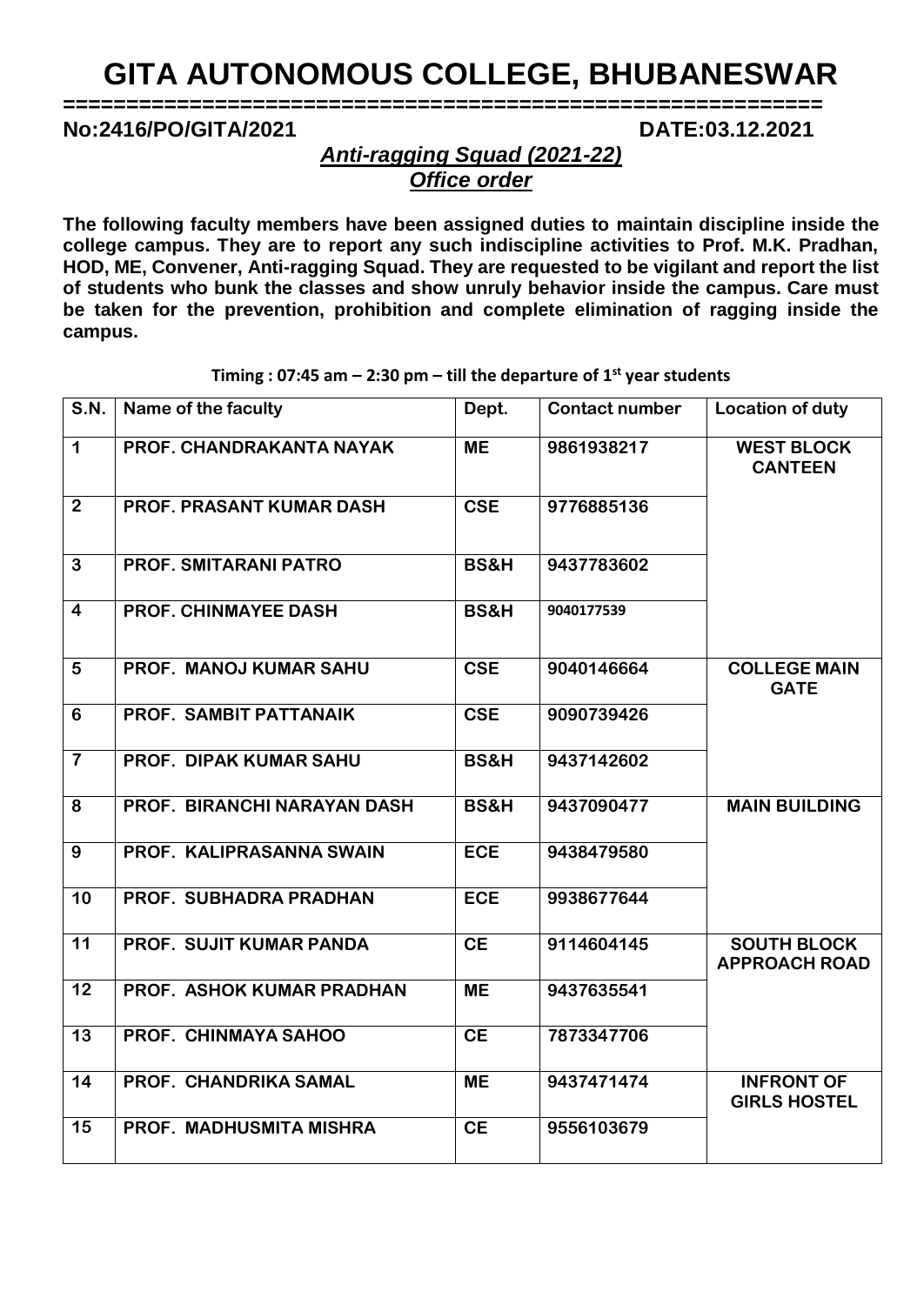# GITA AUTONOMOUS COLLEGE, BHUBANESWAR

========================================================

**No:2416/PO/GITA/2021** **DATE:03.12.2021**

***Anti-ragging Squad (2021-22)***

***Office order***

**The following faculty members have been assigned duties to maintain discipline inside the college campus. They are to report any such indiscipline activities to Prof. M.K. Pradhan, HOD, ME, Convener, Anti-ragging Squad. They are requested to be vigilant and report the list of students who bunk the classes and show unruly behavior inside the campus. Care must be taken for the prevention, prohibition and complete elimination of ragging inside the campus.**

**Timing : 07:45 am – 2:30 pm – till the departure of 1st year students**

| S.N. | Name of the faculty | Dept. | Contact number | Location of duty |
|---|---|---|---|---|
| 1 | PROF. CHANDRAKANTA NAYAK | ME | 9861938217 | WEST BLOCK CANTEEN |
| 2 | PROF. PRASANT KUMAR DASH | CSE | 9776885136 | |
| 3 | PROF. SMITARANI PATRO | BS&H | 9437783602 | |
| 4 | PROF. CHINMAYEE DASH | BS&H | 9040177539 | |
| 5 | PROF. MANOJ KUMAR SAHU | CSE | 9040146664 | COLLEGE MAIN GATE |
| 6 | PROF. SAMBIT PATTANAIK | CSE | 9090739426 | |
| 7 | PROF. DIPAK KUMAR SAHU | BS&H | 9437142602 | |
| 8 | PROF. BIRANCHI NARAYAN DASH | BS&H | 9437090477 | MAIN BUILDING |
| 9 | PROF. KALIPRASANNA SWAIN | ECE | 9438479580 | |
| 10 | PROF. SUBHADRA PRADHAN | ECE | 9938677644 | |
| 11 | PROF. SUJIT KUMAR PANDA | CE | 9114604145 | SOUTH BLOCK APPROACH ROAD |
| 12 | PROF. ASHOK KUMAR PRADHAN | ME | 9437635541 | |
| 13 | PROF. CHINMAYA SAHOO | CE | 7873347706 | |
| 14 | PROF. CHANDRIKA SAMAL | ME | 9437471474 | INFRONT OF GIRLS HOSTEL |
| 15 | PROF. MADHUSMITA MISHRA | CE | 9556103679 | |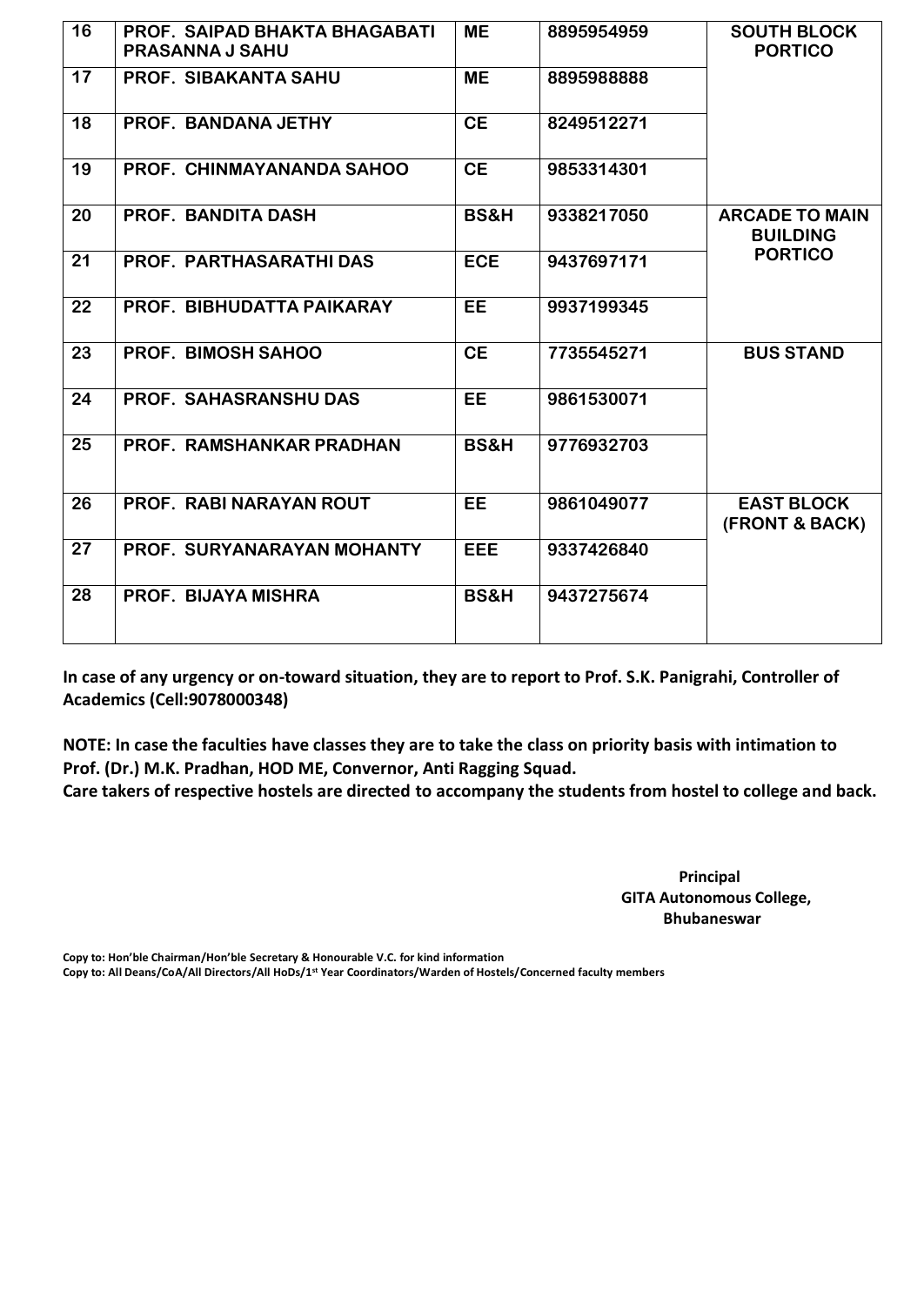| | | | | |
|---|---|---|---|---|
| 16 | PROF. SAIPAD BHAKTA BHAGABATI PRASANNA J SAHU | ME | 8895954959 | SOUTH BLOCK PORTICO |
| 17 | PROF. SIBAKANTA SAHU | ME | 8895988888 | |
| 18 | PROF. BANDANA JETHY | CE | 8249512271 | |
| 19 | PROF. CHINMAYANANDA SAHOO | CE | 9853314301 | |
| 20 | PROF. BANDITA DASH | BS&H | 9338217050 | ARCADE TO MAIN BUILDING PORTICO |
| 21 | PROF. PARTHASARATHI DAS | ECE | 9437697171 | |
| 22 | PROF. BIBHUDATTA PAIKARAY | EE | 9937199345 | |
| 23 | PROF. BIMOSH SAHOO | CE | 7735545271 | BUS STAND |
| 24 | PROF. SAHASRANSHU DAS | EE | 9861530071 | |
| 25 | PROF. RAMSHANKAR PRADHAN | BS&H | 9776932703 | |
| 26 | PROF. RABI NARAYAN ROUT | EE | 9861049077 | EAST BLOCK (FRONT & BACK) |
| 27 | PROF. SURYANARAYAN MOHANTY | EEE | 9337426840 | |
| 28 | PROF. BIJAYA MISHRA | BS&H | 9437275674 | |

**In case of any urgency or on-toward situation, they are to report to Prof. S.K. Panigrahi, Controller of Academics (Cell:9078000348)**

**NOTE: In case the faculties have classes they are to take the class on priority basis with intimation to Prof. (Dr.) M.K. Pradhan, HOD ME, Convernor, Anti Ragging Squad.**
**Care takers of respective hostels are directed to accompany the students from hostel to college and back.**

**Principal**
**GITA Autonomous College,**
**Bhubaneswar**

**Copy to: Hon'ble Chairman/Hon'ble Secretary & Honourable V.C. for kind information**
**Copy to: All Deans/CoA/All Directors/All HoDs/1st Year Coordinators/Warden of Hostels/Concerned faculty members**